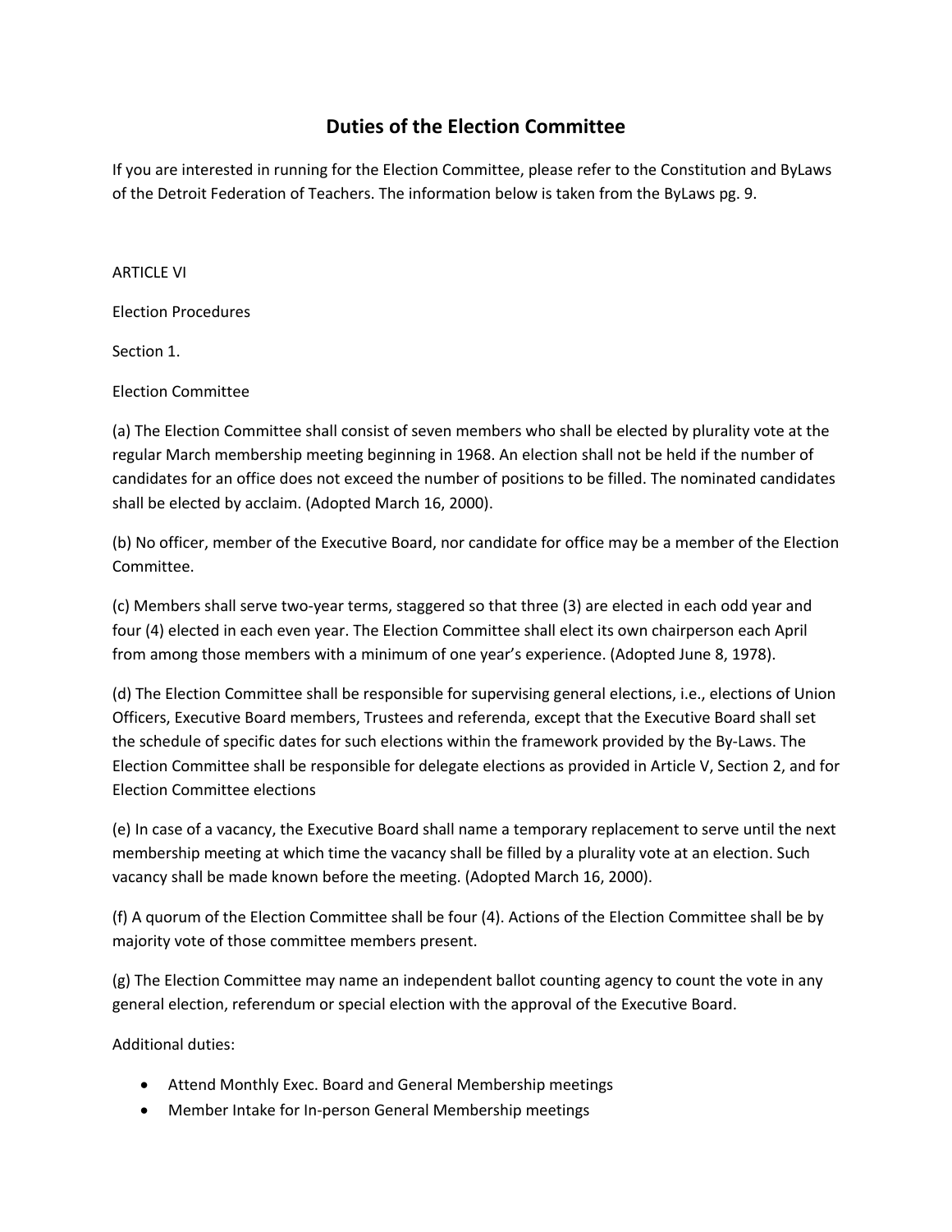# Duties of the Election Committee

If you are interested in running for the Election Committee, please refer to the Constitution and ByLaws of the Detroit Federation of Teachers. The information below is taken from the ByLaws pg. 9.

ARTICLE VI

Election Procedures

Section 1.

Election Committee

(a) The Election Committee shall consist of seven members who shall be elected by plurality vote at the regular March membership meeting beginning in 1968. An election shall not be held if the number of candidates for an office does not exceed the number of positions to be filled. The nominated candidates shall be elected by acclaim. (Adopted March 16, 2000).

(b) No officer, member of the Executive Board, nor candidate for office may be a member of the Election Committee.

(c) Members shall serve two-year terms, staggered so that three (3) are elected in each odd year and four (4) elected in each even year. The Election Committee shall elect its own chairperson each April from among those members with a minimum of one year's experience. (Adopted June 8, 1978).

(d) The Election Committee shall be responsible for supervising general elections, i.e., elections of Union Officers, Executive Board members, Trustees and referenda, except that the Executive Board shall set the schedule of specific dates for such elections within the framework provided by the By-Laws. The Election Committee shall be responsible for delegate elections as provided in Article V, Section 2, and for Election Committee elections

(e) In case of a vacancy, the Executive Board shall name a temporary replacement to serve until the next membership meeting at which time the vacancy shall be filled by a plurality vote at an election. Such vacancy shall be made known before the meeting. (Adopted March 16, 2000).

(f) A quorum of the Election Committee shall be four (4). Actions of the Election Committee shall be by majority vote of those committee members present.

(g) The Election Committee may name an independent ballot counting agency to count the vote in any general election, referendum or special election with the approval of the Executive Board.

Additional duties:

- Attend Monthly Exec. Board and General Membership meetings
- Member Intake for In-person General Membership meetings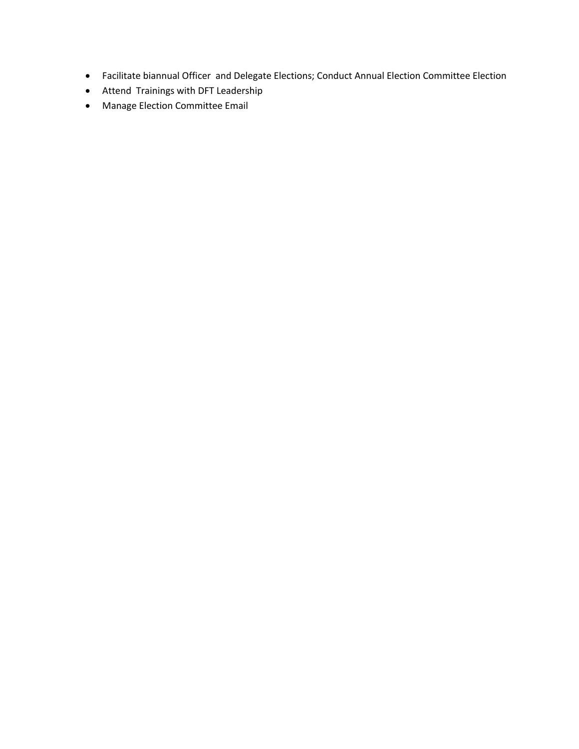- Facilitate biannual Officer and Delegate Elections; Conduct Annual Election Committee Election
- Attend Trainings with DFT Leadership
- Manage Election Committee Email